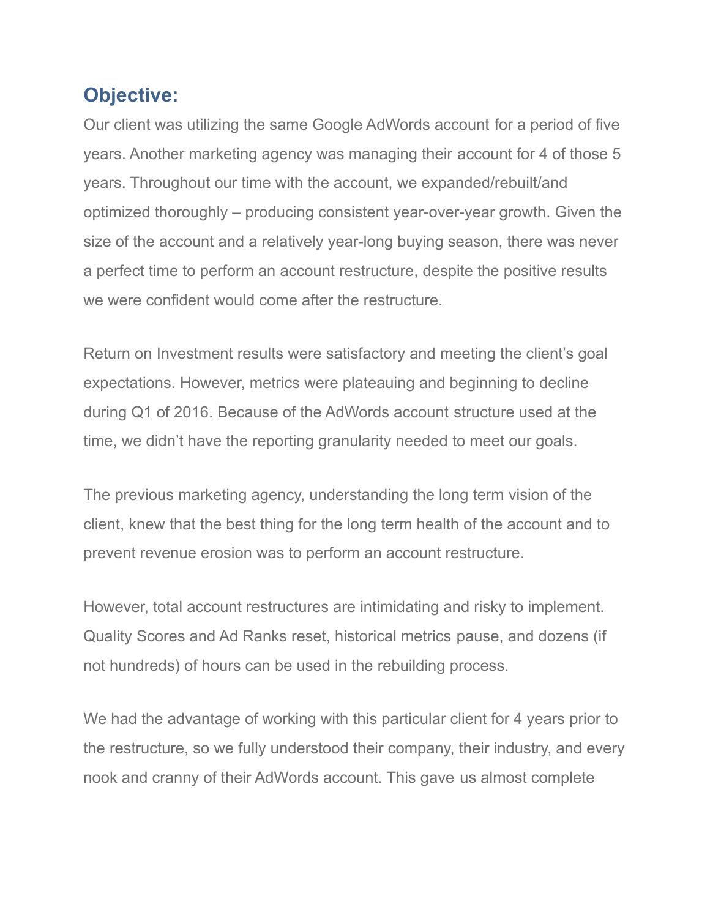## Objective:

Our client was utilizing the same Google AdWords account for a period of five years. Another marketing agency was managing their account for 4 of those 5 years. Throughout our time with the account, we expanded/rebuilt/and optimized thoroughly – producing consistent year-over-year growth. Given the size of the account and a relatively year-long buying season, there was never a perfect time to perform an account restructure, despite the positive results we were confident would come after the restructure.

Return on Investment results were satisfactory and meeting the client's goal expectations. However, metrics were plateauing and beginning to decline during Q1 of 2016. Because of the AdWords account structure used at the time, we didn't have the reporting granularity needed to meet our goals.

The previous marketing agency, understanding the long term vision of the client, knew that the best thing for the long term health of the account and to prevent revenue erosion was to perform an account restructure.

However, total account restructures are intimidating and risky to implement. Quality Scores and Ad Ranks reset, historical metrics pause, and dozens (if not hundreds) of hours can be used in the rebuilding process.

We had the advantage of working with this particular client for 4 years prior to the restructure, so we fully understood their company, their industry, and every nook and cranny of their AdWords account. This gave us almost complete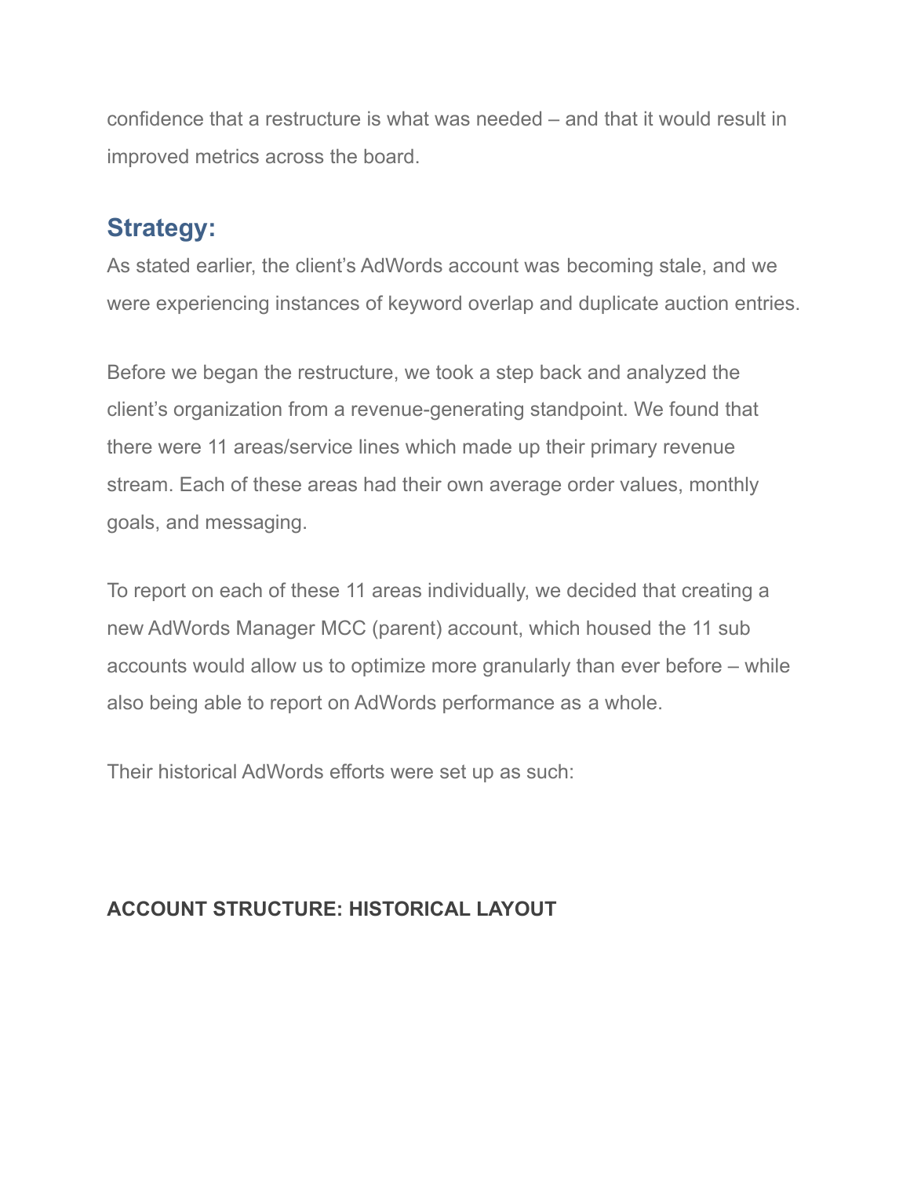confidence that a restructure is what was needed – and that it would result in improved metrics across the board.

## Strategy:

As stated earlier, the client's AdWords account was becoming stale, and we were experiencing instances of keyword overlap and duplicate auction entries.

Before we began the restructure, we took a step back and analyzed the client's organization from a revenue-generating standpoint. We found that there were 11 areas/service lines which made up their primary revenue stream. Each of these areas had their own average order values, monthly goals, and messaging.

To report on each of these 11 areas individually, we decided that creating a new AdWords Manager MCC (parent) account, which housed the 11 sub accounts would allow us to optimize more granularly than ever before – while also being able to report on AdWords performance as a whole.

Their historical AdWords efforts were set up as such:

**ACCOUNT STRUCTURE: HISTORICAL LAYOUT**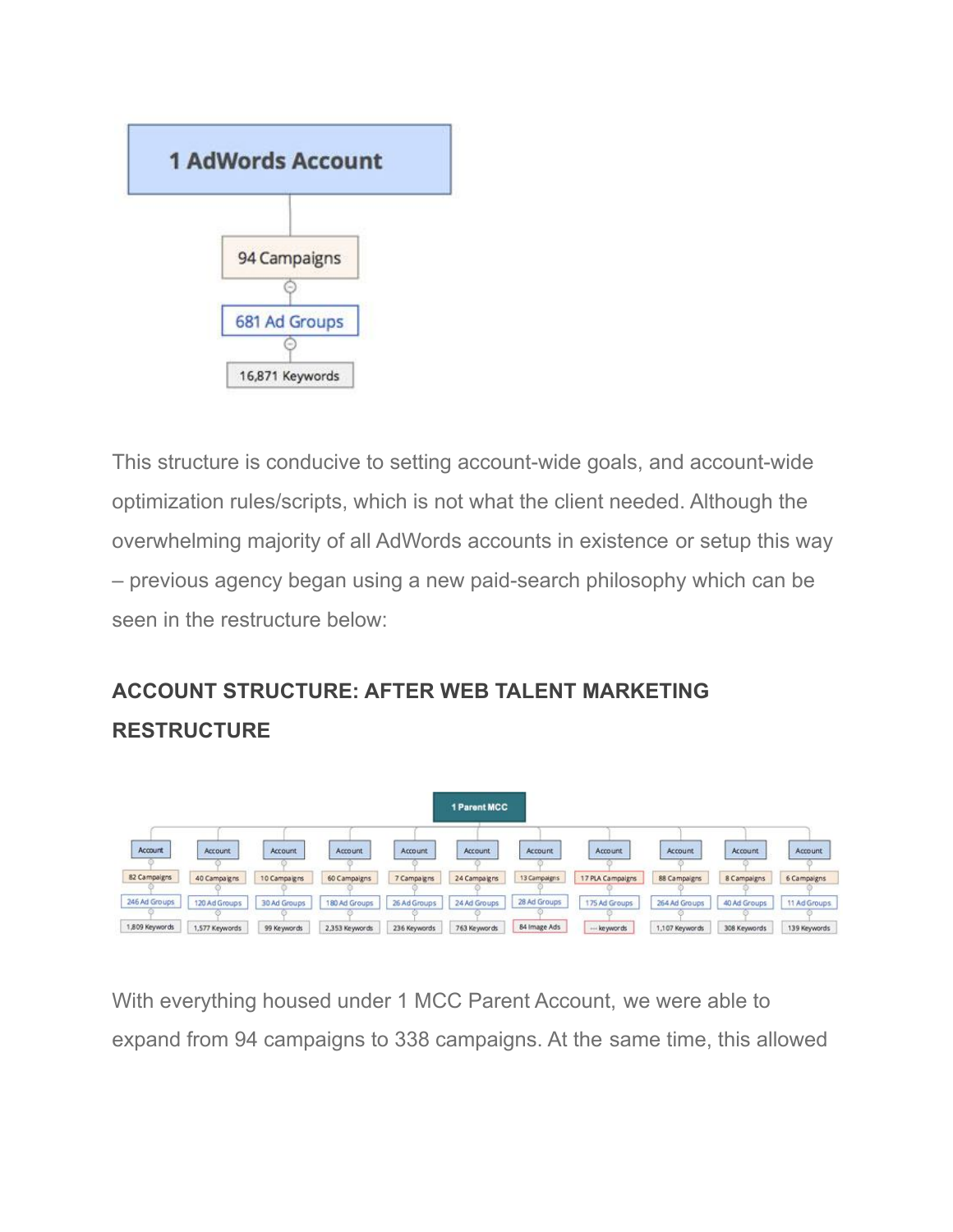1 AdWords Account

94 Campaigns

681 Ad Groups

16,871 Keywords

This structure is conducive to setting account-wide goals, and account-wide optimization rules/scripts, which is not what the client needed. Although the overwhelming majority of all AdWords accounts in existence or setup this way – previous agency began using a new paid-search philosophy which can be seen in the restructure below:

## ACCOUNT STRUCTURE: AFTER WEB TALENT MARKETING RESTRUCTURE

1 Parent MCC

| Account | Account | Account | Account | Account | Account | Account | Account | Account | Account | Account |
|---|---|---|---|---|---|---|---|---|---|---|
| 82 Campaigns | 40 Campaigns | 10 Campaigns | 60 Campaigns | 7 Campaigns | 24 Campaigns | 13 Campaigns | 17 PLA Campaigns | 88 Campaigns | 8 Campaigns | 6 Campaigns |
| 246 Ad Groups | 120 Ad Groups | 30 Ad Groups | 180 Ad Groups | 26 Ad Groups | 24 Ad Groups | 28 Ad Groups | 175 Ad Groups | 264 Ad Groups | 40 Ad Groups | 11 Ad Groups |
| 1,809 Keywords | 1,577 Keywords | 99 Keywords | 2,353 Keywords | 236 Keywords | 763 Keywords | 84 Image Ads | --- keywords | 1,107 Keywords | 308 Keywords | 139 Keywords |

With everything housed under 1 MCC Parent Account, we were able to expand from 94 campaigns to 338 campaigns. At the same time, this allowed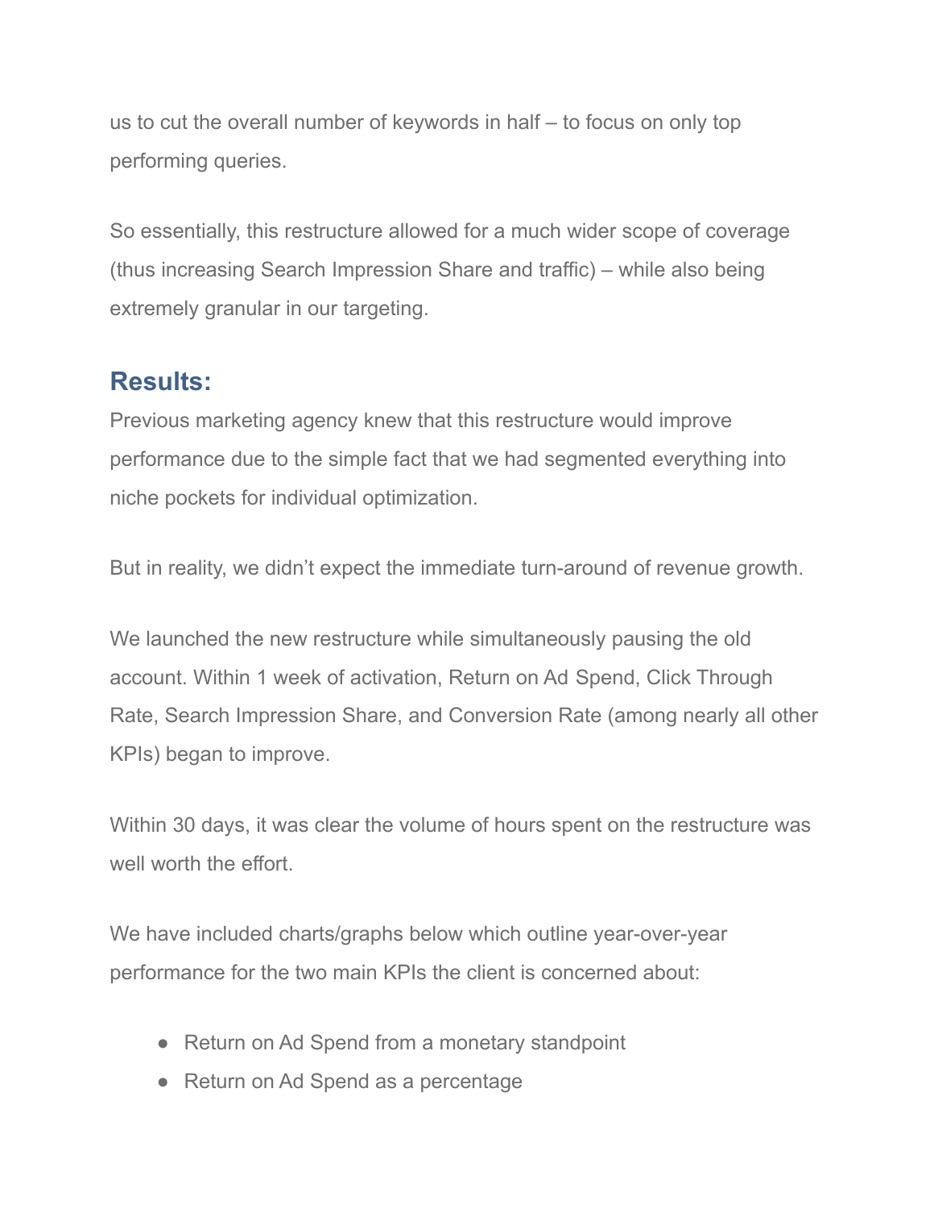us to cut the overall number of keywords in half – to focus on only top performing queries.

So essentially, this restructure allowed for a much wider scope of coverage (thus increasing Search Impression Share and traffic) – while also being extremely granular in our targeting.

## Results:

Previous marketing agency knew that this restructure would improve performance due to the simple fact that we had segmented everything into niche pockets for individual optimization.

But in reality, we didn't expect the immediate turn-around of revenue growth.

We launched the new restructure while simultaneously pausing the old account. Within 1 week of activation, Return on Ad Spend, Click Through Rate, Search Impression Share, and Conversion Rate (among nearly all other KPIs) began to improve.

Within 30 days, it was clear the volume of hours spent on the restructure was well worth the effort.

We have included charts/graphs below which outline year-over-year performance for the two main KPIs the client is concerned about:

- Return on Ad Spend from a monetary standpoint
- Return on Ad Spend as a percentage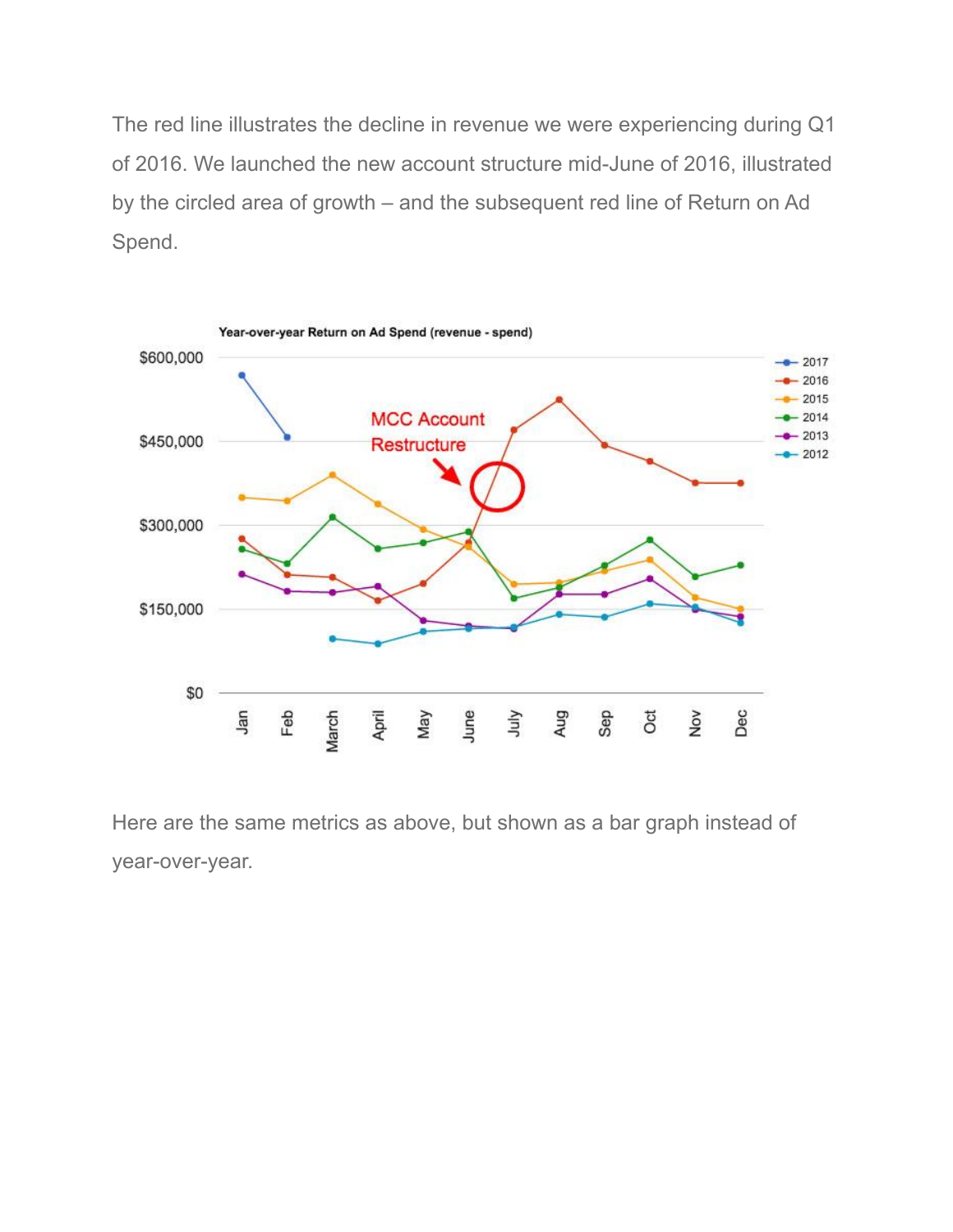The red line illustrates the decline in revenue we were experiencing during Q1 of 2016. We launched the new account structure mid-June of 2016, illustrated by the circled area of growth – and the subsequent red line of Return on Ad Spend.

Here are the same metrics as above, but shown as a bar graph instead of year-over-year.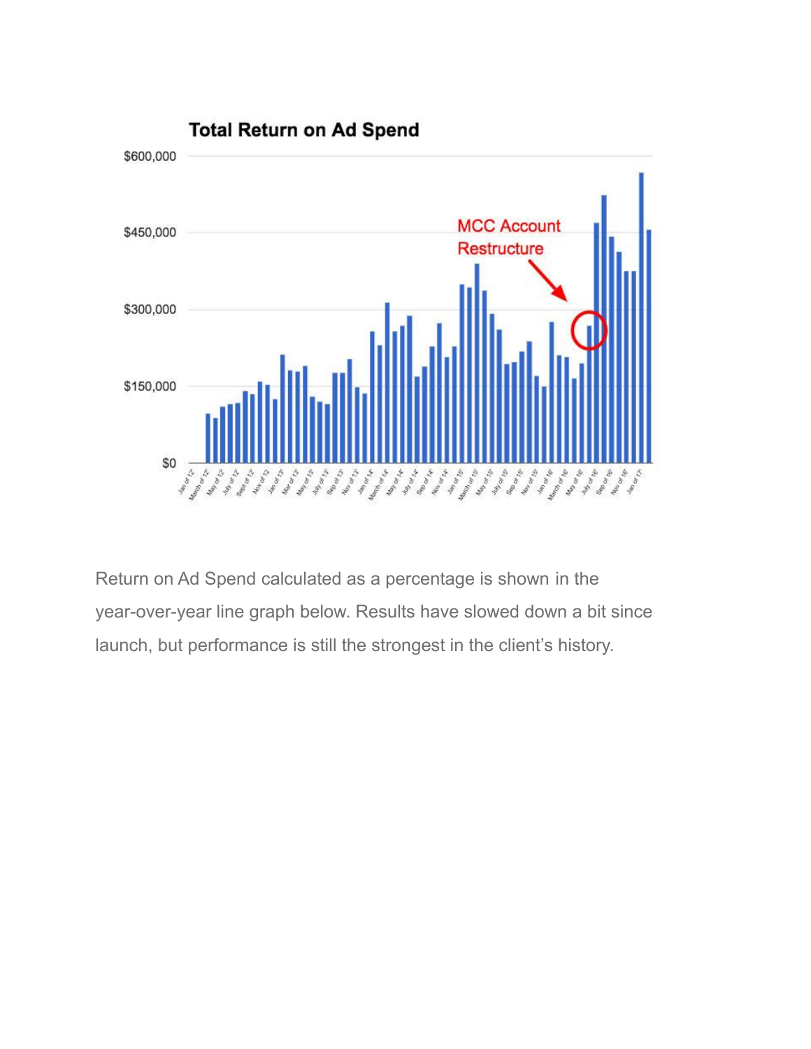Return on Ad Spend calculated as a percentage is shown in the year-over-year line graph below. Results have slowed down a bit since launch, but performance is still the strongest in the client's history.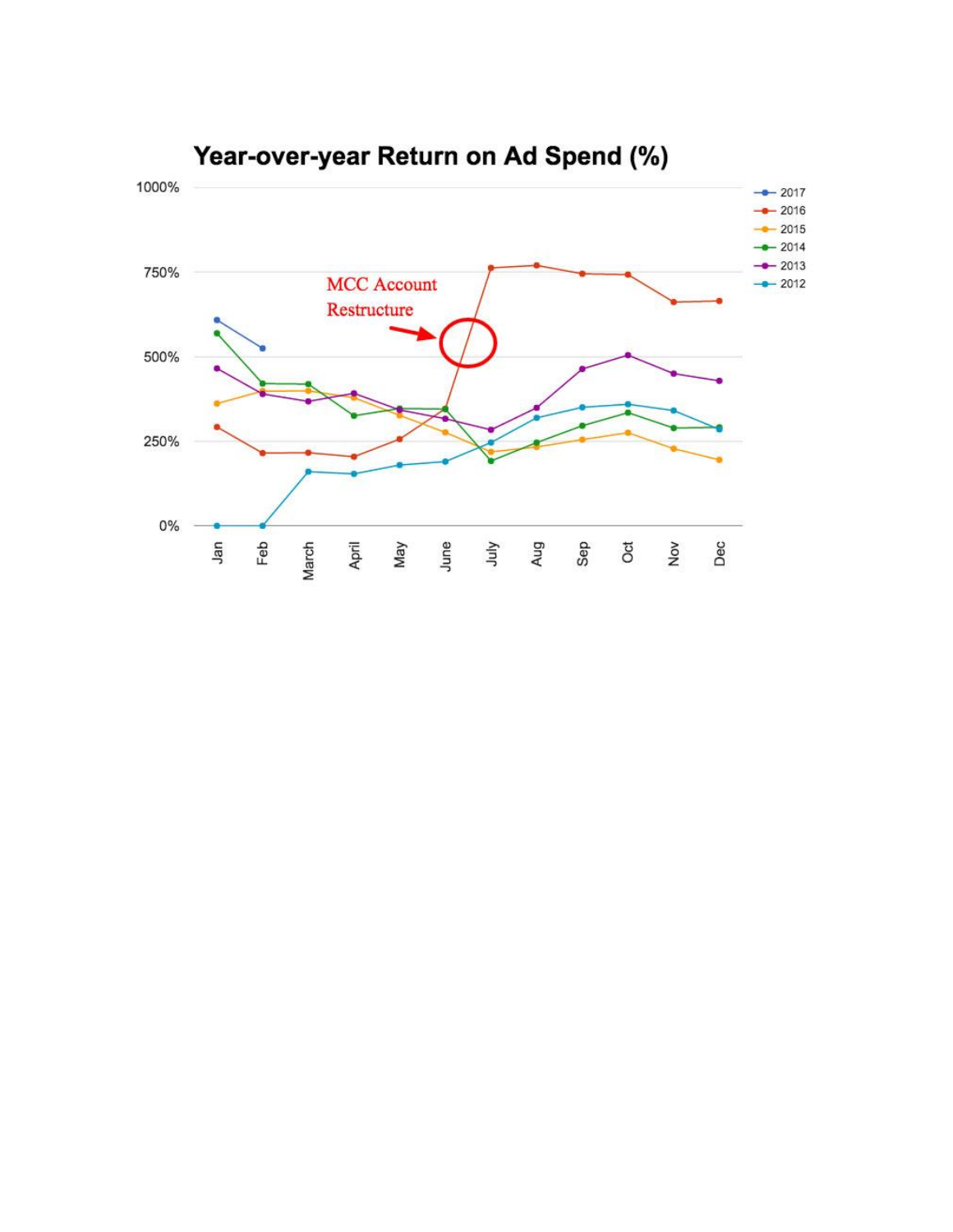Year-over-year Return on Ad Spend (%)

1000%

750%

500%

250%

0%

Jan
Feb
March
April
May
June
July
Aug
Sep
Oct
Nov
Dec

2017
2016
2015
2014
2013
2012

MCC Account Restructure